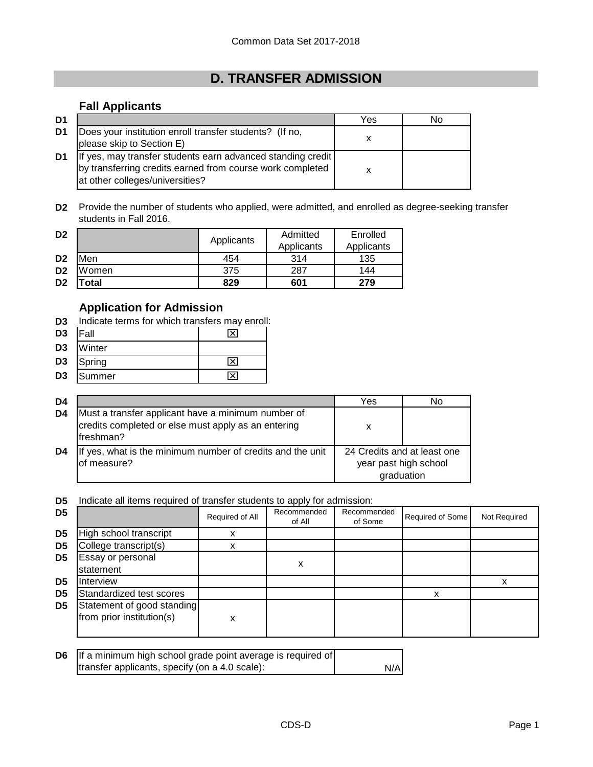# D. TRANSFER ADMISSION

## Fall Applicants

| | | Yes | No |
|---|---|---|---|
| D1 | Does your institution enroll transfer students? (If no, please skip to Section E) | x | |
| D1 | If yes, may transfer students earn advanced standing credit by transferring credits earned from course work completed at other colleges/universities? | x | |

**D2** Provide the number of students who applied, were admitted, and enrolled as degree-seeking transfer students in Fall 2016.

| | | Applicants | Admitted Applicants | Enrolled Applicants |
|---|---|---|---|---|
| D2 | Men | 454 | 314 | 135 |
| D2 | Women | 375 | 287 | 144 |
| D2 | **Total** | **829** | **601** | **279** |

## Application for Admission

**D3** Indicate terms for which transfers may enroll:

| | | |
|---|---|---|
| D3 | Fall | ☒ |
| D3 | Winter | |
| D3 | Spring | ☒ |
| D3 | Summer | ☒ |

| | | Yes | No |
|---|---|---|---|
| D4 | Must a transfer applicant have a minimum number of credits completed or else must apply as an entering freshman? | x | |
| D4 | If yes, what is the minimum number of credits and the unit of measure? | 24 Credits and at least one year past high school graduation | |

**D5** Indicate all items required of transfer students to apply for admission:

| | | Required of All | Recommended of All | Recommended of Some | Required of Some | Not Required |
|---|---|---|---|---|---|---|
| D5 | High school transcript | x | | | | |
| D5 | College transcript(s) | x | | | | |
| D5 | Essay or personal statement | | x | | | |
| D5 | Interview | | | | | x |
| D5 | Standardized test scores | | | | x | |
| D5 | Statement of good standing from prior institution(s) | x | | | | |

| | | |
|---|---|---|
| D6 | If a minimum high school grade point average is required of transfer applicants, specify (on a 4.0 scale): | N/A |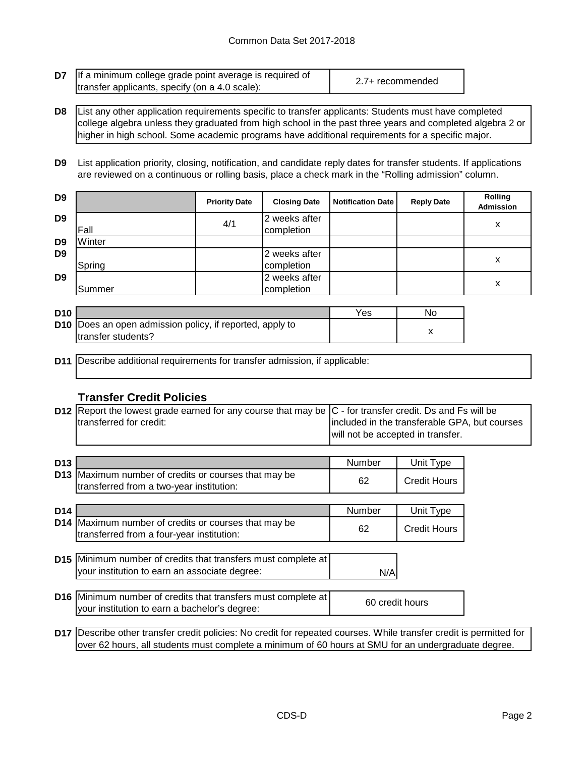| | | |
|---|---|---|
| **D7** | If a minimum college grade point average is required of transfer applicants, specify (on a 4.0 scale): | 2.7+ recommended |

**D8** List any other application requirements specific to transfer applicants: Students must have completed college algebra unless they graduated from high school in the past three years and completed algebra 2 or higher in high school. Some academic programs have additional requirements for a specific major.

**D9** List application priority, closing, notification, and candidate reply dates for transfer students. If applications are reviewed on a continuous or rolling basis, place a check mark in the "Rolling admission" column.

| | | Priority Date | Closing Date | Notification Date | Reply Date | Rolling Admission |
|---|---|---|---|---|---|---|
| **D9** | Fall | 4/1 | 2 weeks after completion | | | x |
| **D9** | Winter | | | | | |
| **D9** | Spring | | 2 weeks after completion | | | x |
| **D9** | Summer | | 2 weeks after completion | | | x |

| | | Yes | No |
|---|---|---|---|
| **D10** | Does an open admission policy, if reported, apply to transfer students? | | x |

**D11** Describe additional requirements for transfer admission, if applicable:

## Transfer Credit Policies

| | | |
|---|---|---|
| **D12** | Report the lowest grade earned for any course that may be transferred for credit: | C - for transfer credit. Ds and Fs will be included in the transferable GPA, but courses will not be accepted in transfer. |

| | | Number | Unit Type |
|---|---|---|---|
| **D13** | Maximum number of credits or courses that may be transferred from a two-year institution: | 62 | Credit Hours |

| | | Number | Unit Type |
|---|---|---|---|
| **D14** | Maximum number of credits or courses that may be transferred from a four-year institution: | 62 | Credit Hours |

| | | |
|---|---|---|
| **D15** | Minimum number of credits that transfers must complete at your institution to earn an associate degree: | N/A |
| **D16** | Minimum number of credits that transfers must complete at your institution to earn a bachelor's degree: | 60 credit hours |

**D17** Describe other transfer credit policies: No credit for repeated courses. While transfer credit is permitted for over 62 hours, all students must complete a minimum of 60 hours at SMU for an undergraduate degree.